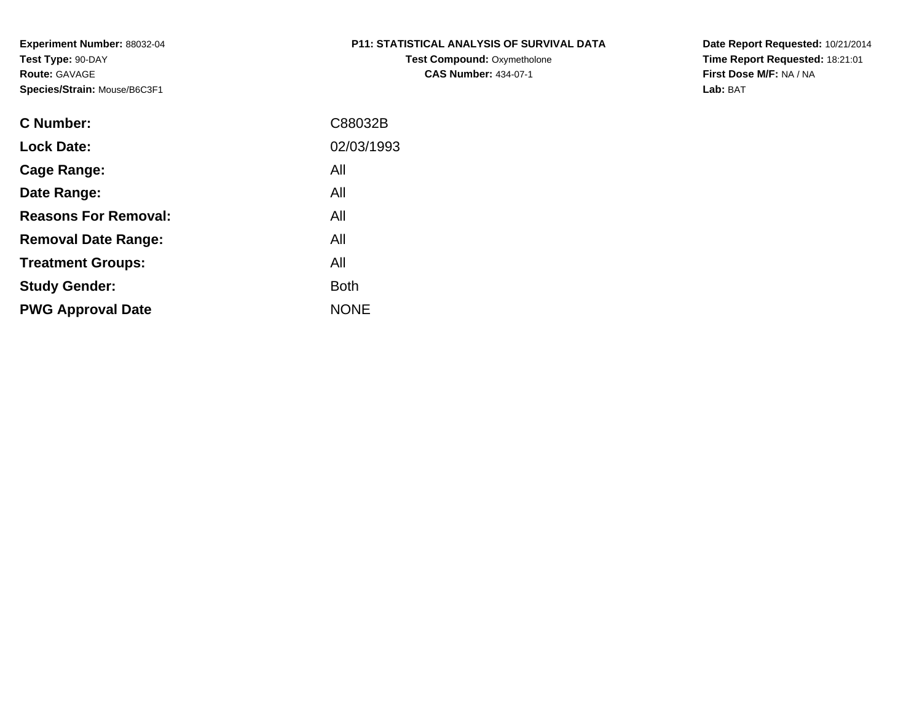**Experiment Number:** 88032-04
**Test Type:** 90-DAY
**Route:** GAVAGE
**Species/Strain:** Mouse/B6C3F1

**P11: STATISTICAL ANALYSIS OF SURVIVAL DATA**
**Test Compound:** Oxymetholone
**CAS Number:** 434-07-1

**Date Report Requested:** 10/21/2014
**Time Report Requested:** 18:21:01
**First Dose M/F:** NA / NA
**Lab:** BAT

| | |
|---|---|
| **C Number:** | C88032B |
| **Lock Date:** | 02/03/1993 |
| **Cage Range:** | All |
| **Date Range:** | All |
| **Reasons For Removal:** | All |
| **Removal Date Range:** | All |
| **Treatment Groups:** | All |
| **Study Gender:** | Both |
| **PWG Approval Date** | NONE |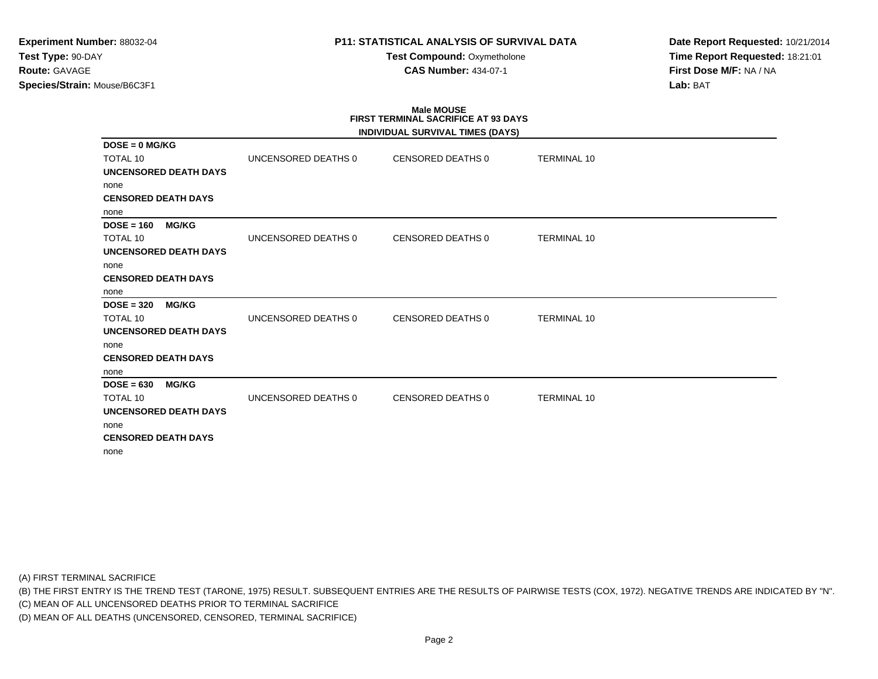**Experiment Number:** 88032-04
**Test Type:** 90-DAY
**Route:** GAVAGE
**Species/Strain:** Mouse/B6C3F1

**P11: STATISTICAL ANALYSIS OF SURVIVAL DATA**
**Test Compound:** Oxymetholone
**CAS Number:** 434-07-1

**Date Report Requested:** 10/21/2014
**Time Report Requested:** 18:21:01
**First Dose M/F:** NA / NA
**Lab:** BAT

**Male MOUSE**
**FIRST TERMINAL SACRIFICE AT 93 DAYS**
**INDIVIDUAL SURVIVAL TIMES (DAYS)**

**DOSE = 0 MG/KG**

| TOTAL 10 | UNCENSORED DEATHS 0 | CENSORED DEATHS 0 | TERMINAL 10 |
|---|---|---|---|

**UNCENSORED DEATH DAYS**
none
**CENSORED DEATH DAYS**
none

**DOSE = 160 MG/KG**

| TOTAL 10 | UNCENSORED DEATHS 0 | CENSORED DEATHS 0 | TERMINAL 10 |
|---|---|---|---|

**UNCENSORED DEATH DAYS**
none
**CENSORED DEATH DAYS**
none

**DOSE = 320 MG/KG**

| TOTAL 10 | UNCENSORED DEATHS 0 | CENSORED DEATHS 0 | TERMINAL 10 |
|---|---|---|---|

**UNCENSORED DEATH DAYS**
none
**CENSORED DEATH DAYS**
none

**DOSE = 630 MG/KG**

| TOTAL 10 | UNCENSORED DEATHS 0 | CENSORED DEATHS 0 | TERMINAL 10 |
|---|---|---|---|

**UNCENSORED DEATH DAYS**
none
**CENSORED DEATH DAYS**
none

(A) FIRST TERMINAL SACRIFICE
(B) THE FIRST ENTRY IS THE TREND TEST (TARONE, 1975) RESULT. SUBSEQUENT ENTRIES ARE THE RESULTS OF PAIRWISE TESTS (COX, 1972). NEGATIVE TRENDS ARE INDICATED BY "N".
(C) MEAN OF ALL UNCENSORED DEATHS PRIOR TO TERMINAL SACRIFICE
(D) MEAN OF ALL DEATHS (UNCENSORED, CENSORED, TERMINAL SACRIFICE)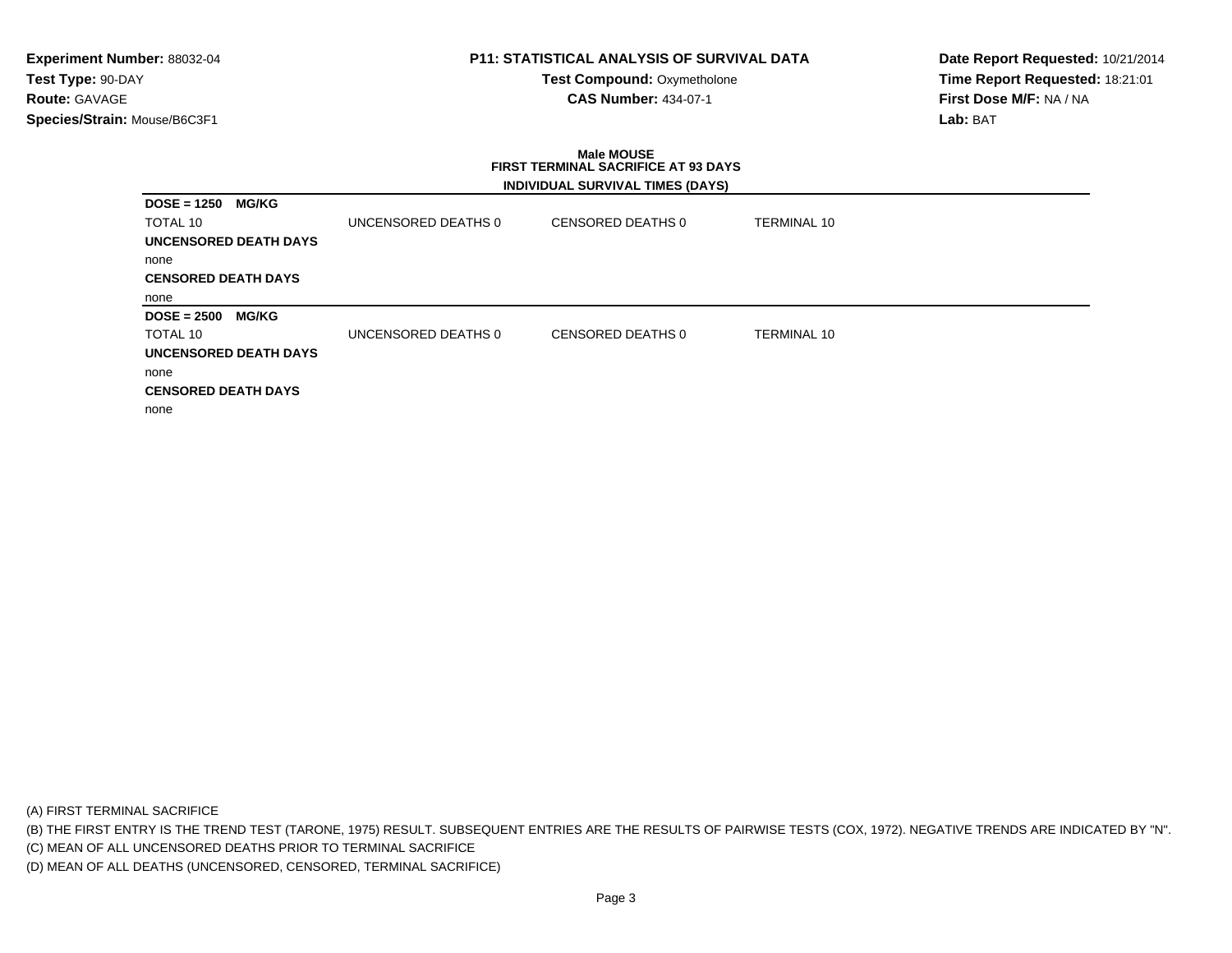**Experiment Number:** 88032-04
**Test Type:** 90-DAY
**Route:** GAVAGE
**Species/Strain:** Mouse/B6C3F1

**P11: STATISTICAL ANALYSIS OF SURVIVAL DATA**
**Test Compound:** Oxymetholone
**CAS Number:** 434-07-1

**Date Report Requested:** 10/21/2014
**Time Report Requested:** 18:21:01
**First Dose M/F:** NA / NA
**Lab:** BAT

**Male MOUSE**
**FIRST TERMINAL SACRIFICE AT 93 DAYS**
**INDIVIDUAL SURVIVAL TIMES (DAYS)**

**DOSE = 1250 MG/KG**

| TOTAL 10 | UNCENSORED DEATHS 0 | CENSORED DEATHS 0 | TERMINAL 10 |
|---|---|---|---|

**UNCENSORED DEATH DAYS**

none

**CENSORED DEATH DAYS**

none

**DOSE = 2500 MG/KG**

| TOTAL 10 | UNCENSORED DEATHS 0 | CENSORED DEATHS 0 | TERMINAL 10 |
|---|---|---|---|

**UNCENSORED DEATH DAYS**

none

**CENSORED DEATH DAYS**

none

(A) FIRST TERMINAL SACRIFICE
(B) THE FIRST ENTRY IS THE TREND TEST (TARONE, 1975) RESULT. SUBSEQUENT ENTRIES ARE THE RESULTS OF PAIRWISE TESTS (COX, 1972). NEGATIVE TRENDS ARE INDICATED BY "N".
(C) MEAN OF ALL UNCENSORED DEATHS PRIOR TO TERMINAL SACRIFICE
(D) MEAN OF ALL DEATHS (UNCENSORED, CENSORED, TERMINAL SACRIFICE)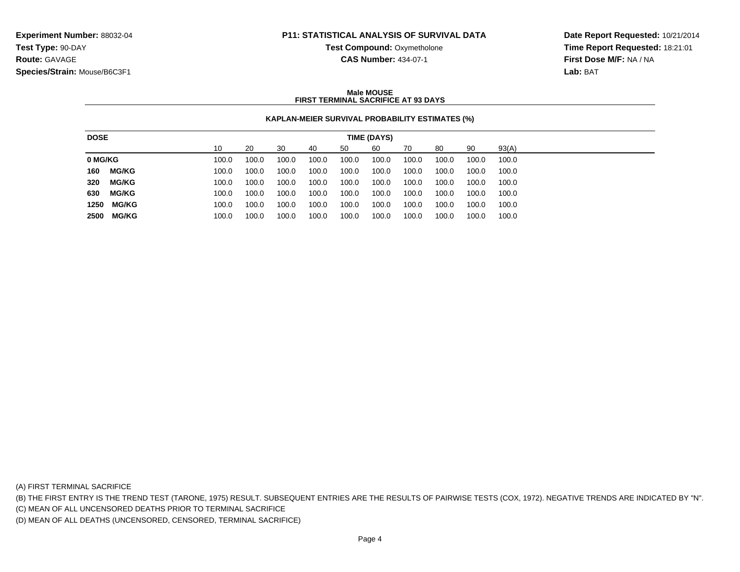**Experiment Number:** 88032-04
**Test Type:** 90-DAY
**Route:** GAVAGE
**Species/Strain:** Mouse/B6C3F1

# P11: STATISTICAL ANALYSIS OF SURVIVAL DATA

**Test Compound:** Oxymetholone
**CAS Number:** 434-07-1

**Date Report Requested:** 10/21/2014
**Time Report Requested:** 18:21:01
**First Dose M/F:** NA / NA
**Lab:** BAT

## Male MOUSE
## FIRST TERMINAL SACRIFICE AT 93 DAYS

### KAPLAN-MEIER SURVIVAL PROBABILITY ESTIMATES (%)

| DOSE | TIME (DAYS) | | | | | | | | | |
|---|---|---|---|---|---|---|---|---|---|---|
| | 10 | 20 | 30 | 40 | 50 | 60 | 70 | 80 | 90 | 93(A) |
| **0 MG/KG** | 100.0 | 100.0 | 100.0 | 100.0 | 100.0 | 100.0 | 100.0 | 100.0 | 100.0 | 100.0 |
| **160 MG/KG** | 100.0 | 100.0 | 100.0 | 100.0 | 100.0 | 100.0 | 100.0 | 100.0 | 100.0 | 100.0 |
| **320 MG/KG** | 100.0 | 100.0 | 100.0 | 100.0 | 100.0 | 100.0 | 100.0 | 100.0 | 100.0 | 100.0 |
| **630 MG/KG** | 100.0 | 100.0 | 100.0 | 100.0 | 100.0 | 100.0 | 100.0 | 100.0 | 100.0 | 100.0 |
| **1250 MG/KG** | 100.0 | 100.0 | 100.0 | 100.0 | 100.0 | 100.0 | 100.0 | 100.0 | 100.0 | 100.0 |
| **2500 MG/KG** | 100.0 | 100.0 | 100.0 | 100.0 | 100.0 | 100.0 | 100.0 | 100.0 | 100.0 | 100.0 |

(A) FIRST TERMINAL SACRIFICE
(B) THE FIRST ENTRY IS THE TREND TEST (TARONE, 1975) RESULT. SUBSEQUENT ENTRIES ARE THE RESULTS OF PAIRWISE TESTS (COX, 1972). NEGATIVE TRENDS ARE INDICATED BY "N".
(C) MEAN OF ALL UNCENSORED DEATHS PRIOR TO TERMINAL SACRIFICE
(D) MEAN OF ALL DEATHS (UNCENSORED, CENSORED, TERMINAL SACRIFICE)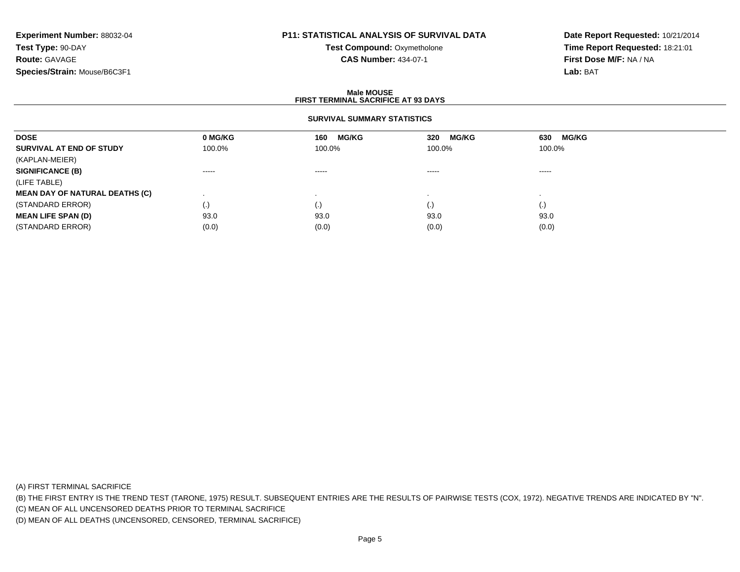**Experiment Number:** 88032-04
**Test Type:** 90-DAY
**Route:** GAVAGE
**Species/Strain:** Mouse/B6C3F1

**P11: STATISTICAL ANALYSIS OF SURVIVAL DATA**
**Test Compound:** Oxymetholone
**CAS Number:** 434-07-1

**Date Report Requested:** 10/21/2014
**Time Report Requested:** 18:21:01
**First Dose M/F:** NA / NA
**Lab:** BAT

## Male MOUSE
## FIRST TERMINAL SACRIFICE AT 93 DAYS

### SURVIVAL SUMMARY STATISTICS

| DOSE | 0 MG/KG | 160 MG/KG | 320 MG/KG | 630 MG/KG |
|---|---|---|---|---|
| **SURVIVAL AT END OF STUDY** | 100.0% | 100.0% | 100.0% | 100.0% |
| (KAPLAN-MEIER) | | | | |
| **SIGNIFICANCE (B)** | ----- | ----- | ----- | ----- |
| (LIFE TABLE) | | | | |
| **MEAN DAY OF NATURAL DEATHS (C)** | . | . | . | . |
| (STANDARD ERROR) | (.) | (.) | (.) | (.) |
| **MEAN LIFE SPAN (D)** | 93.0 | 93.0 | 93.0 | 93.0 |
| (STANDARD ERROR) | (0.0) | (0.0) | (0.0) | (0.0) |

(A) FIRST TERMINAL SACRIFICE
(B) THE FIRST ENTRY IS THE TREND TEST (TARONE, 1975) RESULT. SUBSEQUENT ENTRIES ARE THE RESULTS OF PAIRWISE TESTS (COX, 1972). NEGATIVE TRENDS ARE INDICATED BY "N".
(C) MEAN OF ALL UNCENSORED DEATHS PRIOR TO TERMINAL SACRIFICE
(D) MEAN OF ALL DEATHS (UNCENSORED, CENSORED, TERMINAL SACRIFICE)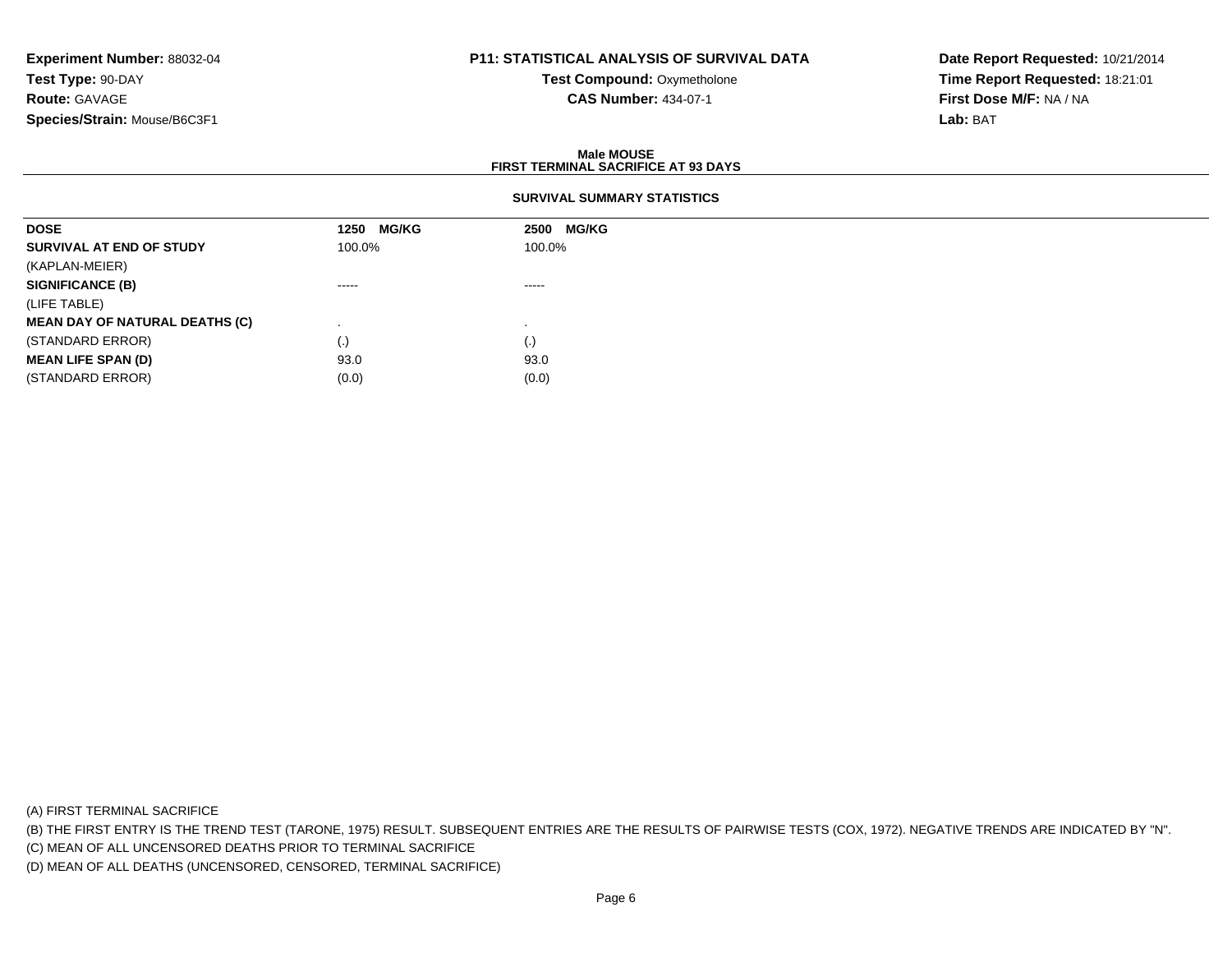**Experiment Number:** 88032-04
**Test Type:** 90-DAY
**Route:** GAVAGE
**Species/Strain:** Mouse/B6C3F1

**P11: STATISTICAL ANALYSIS OF SURVIVAL DATA**
**Test Compound:** Oxymetholone
**CAS Number:** 434-07-1

**Date Report Requested:** 10/21/2014
**Time Report Requested:** 18:21:01
**First Dose M/F:** NA / NA
**Lab:** BAT

## Male MOUSE
## FIRST TERMINAL SACRIFICE AT 93 DAYS

### SURVIVAL SUMMARY STATISTICS

| DOSE | 1250 MG/KG | 2500 MG/KG |
|---|---|---|
| **SURVIVAL AT END OF STUDY** | 100.0% | 100.0% |
| (KAPLAN-MEIER) | | |
| **SIGNIFICANCE (B)** | ----- | ----- |
| (LIFE TABLE) | | |
| **MEAN DAY OF NATURAL DEATHS (C)** | . | . |
| (STANDARD ERROR) | (.) | (.) |
| **MEAN LIFE SPAN (D)** | 93.0 | 93.0 |
| (STANDARD ERROR) | (0.0) | (0.0) |

(A) FIRST TERMINAL SACRIFICE
(B) THE FIRST ENTRY IS THE TREND TEST (TARONE, 1975) RESULT. SUBSEQUENT ENTRIES ARE THE RESULTS OF PAIRWISE TESTS (COX, 1972). NEGATIVE TRENDS ARE INDICATED BY "N".
(C) MEAN OF ALL UNCENSORED DEATHS PRIOR TO TERMINAL SACRIFICE
(D) MEAN OF ALL DEATHS (UNCENSORED, CENSORED, TERMINAL SACRIFICE)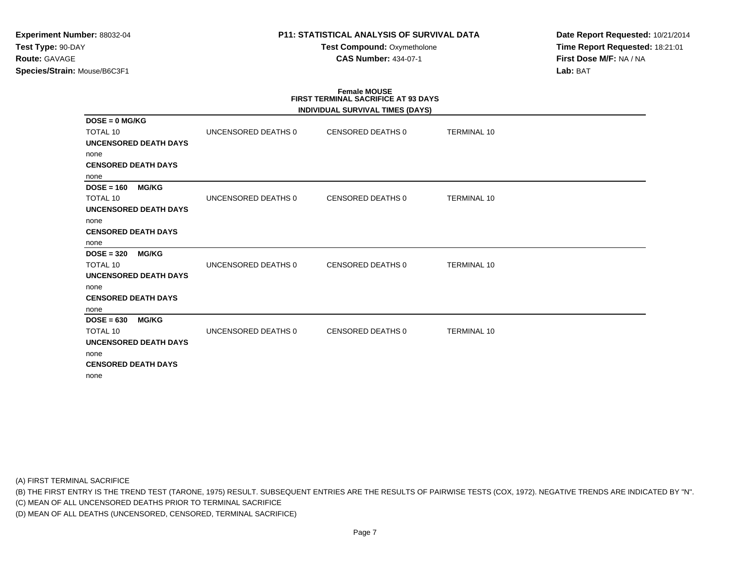**Experiment Number:** 88032-04
**Test Type:** 90-DAY
**Route:** GAVAGE
**Species/Strain:** Mouse/B6C3F1

**P11: STATISTICAL ANALYSIS OF SURVIVAL DATA**
**Test Compound:** Oxymetholone
**CAS Number:** 434-07-1

**Date Report Requested:** 10/21/2014
**Time Report Requested:** 18:21:01
**First Dose M/F:** NA / NA
**Lab:** BAT

**Female MOUSE**
**FIRST TERMINAL SACRIFICE AT 93 DAYS**
**INDIVIDUAL SURVIVAL TIMES (DAYS)**

**DOSE = 0 MG/KG**

| TOTAL 10 | UNCENSORED DEATHS 0 | CENSORED DEATHS 0 | TERMINAL 10 |
|---|---|---|---|

**UNCENSORED DEATH DAYS**
none
**CENSORED DEATH DAYS**
none

**DOSE = 160 MG/KG**

| TOTAL 10 | UNCENSORED DEATHS 0 | CENSORED DEATHS 0 | TERMINAL 10 |
|---|---|---|---|

**UNCENSORED DEATH DAYS**
none
**CENSORED DEATH DAYS**
none

**DOSE = 320 MG/KG**

| TOTAL 10 | UNCENSORED DEATHS 0 | CENSORED DEATHS 0 | TERMINAL 10 |
|---|---|---|---|

**UNCENSORED DEATH DAYS**
none
**CENSORED DEATH DAYS**
none

**DOSE = 630 MG/KG**

| TOTAL 10 | UNCENSORED DEATHS 0 | CENSORED DEATHS 0 | TERMINAL 10 |
|---|---|---|---|

**UNCENSORED DEATH DAYS**
none
**CENSORED DEATH DAYS**
none

(A) FIRST TERMINAL SACRIFICE
(B) THE FIRST ENTRY IS THE TREND TEST (TARONE, 1975) RESULT. SUBSEQUENT ENTRIES ARE THE RESULTS OF PAIRWISE TESTS (COX, 1972). NEGATIVE TRENDS ARE INDICATED BY "N".
(C) MEAN OF ALL UNCENSORED DEATHS PRIOR TO TERMINAL SACRIFICE
(D) MEAN OF ALL DEATHS (UNCENSORED, CENSORED, TERMINAL SACRIFICE)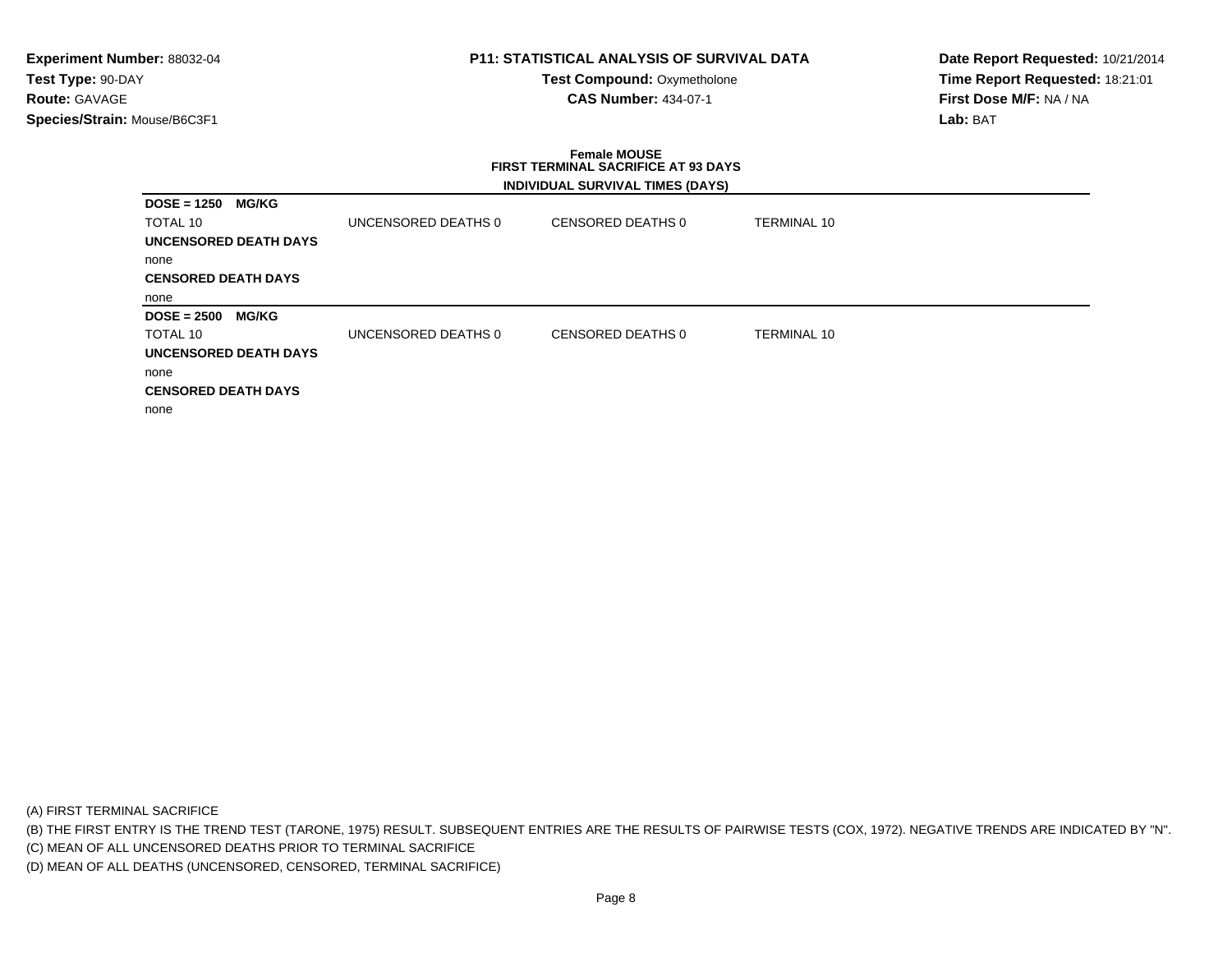**Experiment Number:** 88032-04
**Test Type:** 90-DAY
**Route:** GAVAGE
**Species/Strain:** Mouse/B6C3F1

**P11: STATISTICAL ANALYSIS OF SURVIVAL DATA**
**Test Compound:** Oxymetholone
**CAS Number:** 434-07-1

**Date Report Requested:** 10/21/2014
**Time Report Requested:** 18:21:01
**First Dose M/F:** NA / NA
**Lab:** BAT

**Female MOUSE**
**FIRST TERMINAL SACRIFICE AT 93 DAYS**
**INDIVIDUAL SURVIVAL TIMES (DAYS)**

**DOSE = 1250 MG/KG**

| TOTAL 10 | UNCENSORED DEATHS 0 | CENSORED DEATHS 0 | TERMINAL 10 |
|---|---|---|---|

**UNCENSORED DEATH DAYS**

none

**CENSORED DEATH DAYS**

none

**DOSE = 2500 MG/KG**

| TOTAL 10 | UNCENSORED DEATHS 0 | CENSORED DEATHS 0 | TERMINAL 10 |
|---|---|---|---|

**UNCENSORED DEATH DAYS**

none

**CENSORED DEATH DAYS**

none

(A) FIRST TERMINAL SACRIFICE
(B) THE FIRST ENTRY IS THE TREND TEST (TARONE, 1975) RESULT. SUBSEQUENT ENTRIES ARE THE RESULTS OF PAIRWISE TESTS (COX, 1972). NEGATIVE TRENDS ARE INDICATED BY "N".
(C) MEAN OF ALL UNCENSORED DEATHS PRIOR TO TERMINAL SACRIFICE
(D) MEAN OF ALL DEATHS (UNCENSORED, CENSORED, TERMINAL SACRIFICE)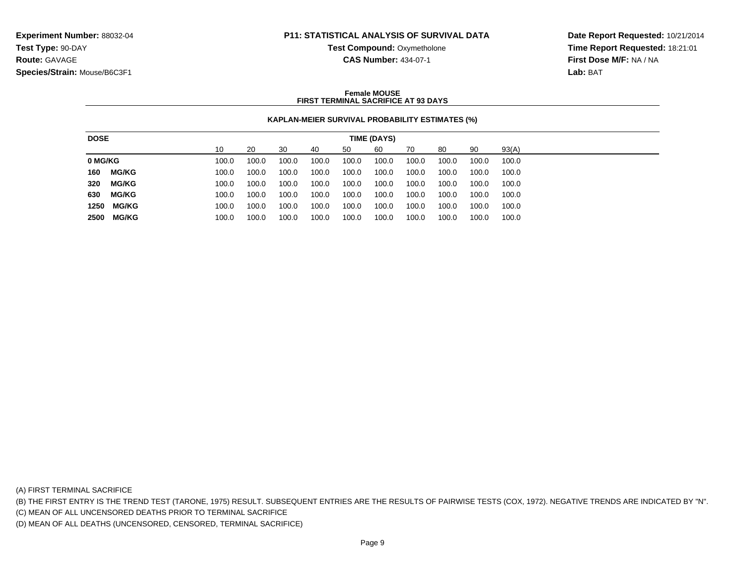**Experiment Number:** 88032-04
**Test Type:** 90-DAY
**Route:** GAVAGE
**Species/Strain:** Mouse/B6C3F1

**P11: STATISTICAL ANALYSIS OF SURVIVAL DATA**
**Test Compound:** Oxymetholone
**CAS Number:** 434-07-1

**Date Report Requested:** 10/21/2014
**Time Report Requested:** 18:21:01
**First Dose M/F:** NA / NA
**Lab:** BAT

**Female MOUSE**
**FIRST TERMINAL SACRIFICE AT 93 DAYS**

**KAPLAN-MEIER SURVIVAL PROBABILITY ESTIMATES (%)**

| DOSE | TIME (DAYS) | | | | | | | | | |
|---|---|---|---|---|---|---|---|---|---|---|
| | 10 | 20 | 30 | 40 | 50 | 60 | 70 | 80 | 90 | 93(A) |
| **0 MG/KG** | 100.0 | 100.0 | 100.0 | 100.0 | 100.0 | 100.0 | 100.0 | 100.0 | 100.0 | 100.0 |
| **160 MG/KG** | 100.0 | 100.0 | 100.0 | 100.0 | 100.0 | 100.0 | 100.0 | 100.0 | 100.0 | 100.0 |
| **320 MG/KG** | 100.0 | 100.0 | 100.0 | 100.0 | 100.0 | 100.0 | 100.0 | 100.0 | 100.0 | 100.0 |
| **630 MG/KG** | 100.0 | 100.0 | 100.0 | 100.0 | 100.0 | 100.0 | 100.0 | 100.0 | 100.0 | 100.0 |
| **1250 MG/KG** | 100.0 | 100.0 | 100.0 | 100.0 | 100.0 | 100.0 | 100.0 | 100.0 | 100.0 | 100.0 |
| **2500 MG/KG** | 100.0 | 100.0 | 100.0 | 100.0 | 100.0 | 100.0 | 100.0 | 100.0 | 100.0 | 100.0 |

(A) FIRST TERMINAL SACRIFICE
(B) THE FIRST ENTRY IS THE TREND TEST (TARONE, 1975) RESULT. SUBSEQUENT ENTRIES ARE THE RESULTS OF PAIRWISE TESTS (COX, 1972). NEGATIVE TRENDS ARE INDICATED BY "N".
(C) MEAN OF ALL UNCENSORED DEATHS PRIOR TO TERMINAL SACRIFICE
(D) MEAN OF ALL DEATHS (UNCENSORED, CENSORED, TERMINAL SACRIFICE)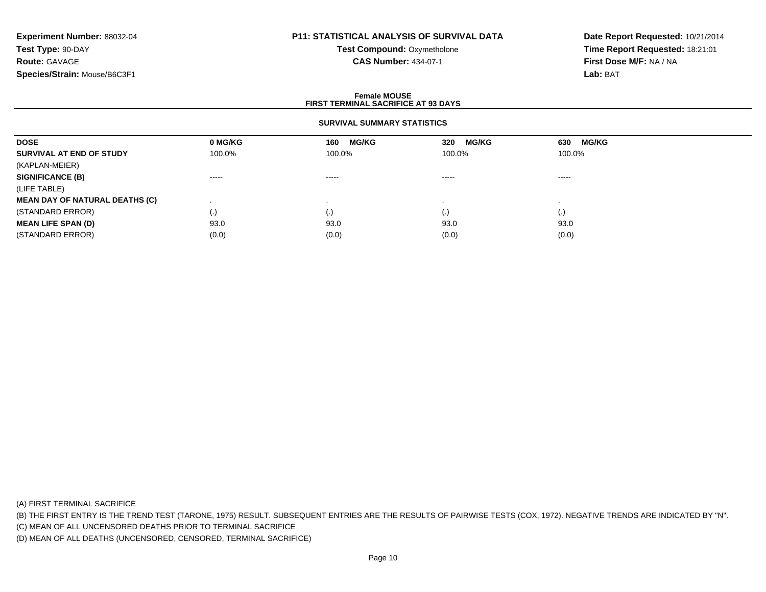**Experiment Number:** 88032-04
**Test Type:** 90-DAY
**Route:** GAVAGE
**Species/Strain:** Mouse/B6C3F1

**P11: STATISTICAL ANALYSIS OF SURVIVAL DATA**
**Test Compound:** Oxymetholone
**CAS Number:** 434-07-1

**Date Report Requested:** 10/21/2014
**Time Report Requested:** 18:21:01
**First Dose M/F:** NA / NA
**Lab:** BAT

**Female MOUSE**
**FIRST TERMINAL SACRIFICE AT 93 DAYS**

**SURVIVAL SUMMARY STATISTICS**

| DOSE | 0 MG/KG | 160 MG/KG | 320 MG/KG | 630 MG/KG |
|---|---|---|---|---|
| **SURVIVAL AT END OF STUDY** | 100.0% | 100.0% | 100.0% | 100.0% |
| (KAPLAN-MEIER) | | | | |
| **SIGNIFICANCE (B)** | ----- | ----- | ----- | ----- |
| (LIFE TABLE) | | | | |
| **MEAN DAY OF NATURAL DEATHS (C)** | . | . | . | . |
| (STANDARD ERROR) | (.) | (.) | (.) | (.) |
| **MEAN LIFE SPAN (D)** | 93.0 | 93.0 | 93.0 | 93.0 |
| (STANDARD ERROR) | (0.0) | (0.0) | (0.0) | (0.0) |

(A) FIRST TERMINAL SACRIFICE
(B) THE FIRST ENTRY IS THE TREND TEST (TARONE, 1975) RESULT. SUBSEQUENT ENTRIES ARE THE RESULTS OF PAIRWISE TESTS (COX, 1972). NEGATIVE TRENDS ARE INDICATED BY "N".
(C) MEAN OF ALL UNCENSORED DEATHS PRIOR TO TERMINAL SACRIFICE
(D) MEAN OF ALL DEATHS (UNCENSORED, CENSORED, TERMINAL SACRIFICE)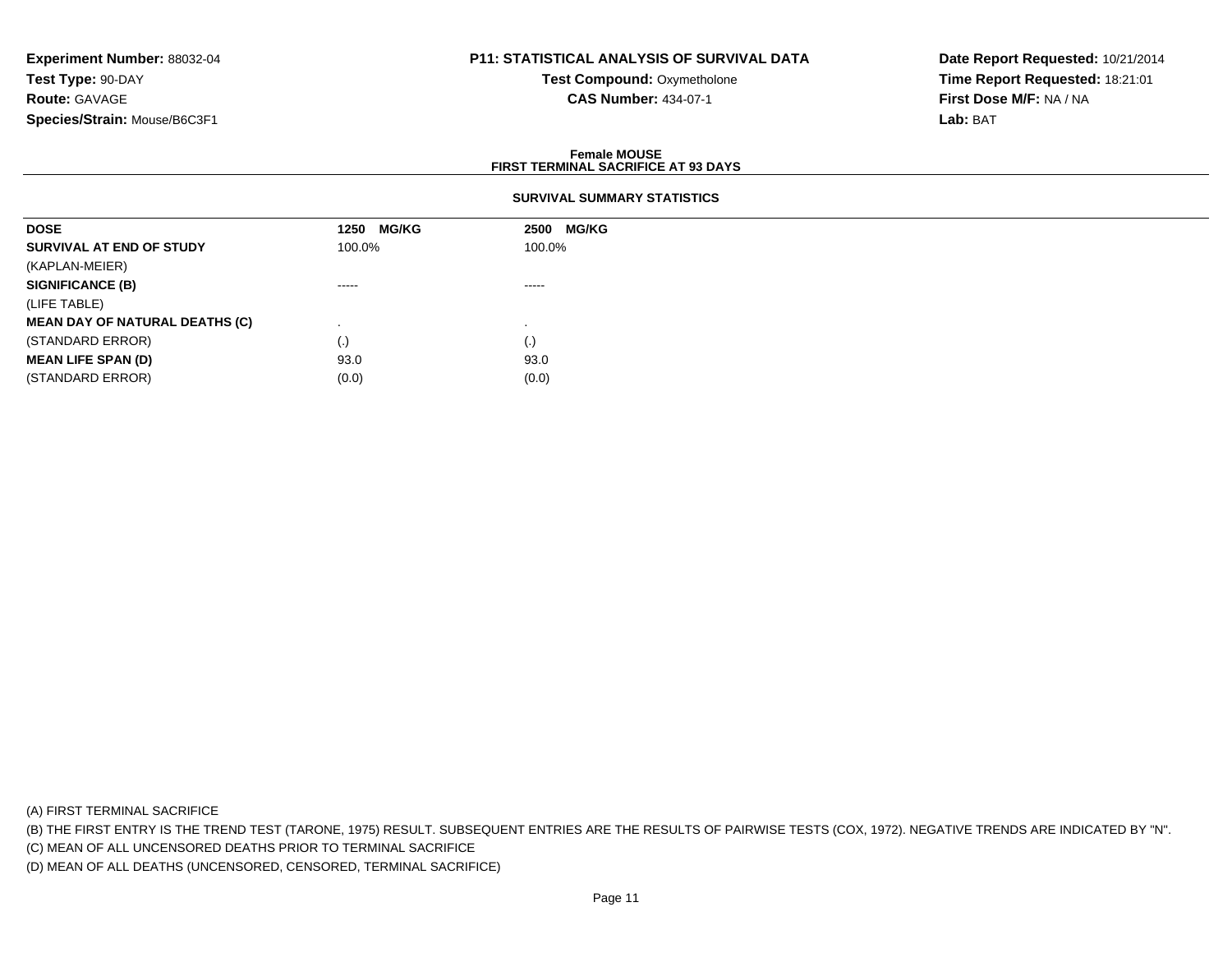**Experiment Number:** 88032-04
**Test Type:** 90-DAY
**Route:** GAVAGE
**Species/Strain:** Mouse/B6C3F1

**P11: STATISTICAL ANALYSIS OF SURVIVAL DATA**
**Test Compound:** Oxymetholone
**CAS Number:** 434-07-1

**Date Report Requested:** 10/21/2014
**Time Report Requested:** 18:21:01
**First Dose M/F:** NA / NA
**Lab:** BAT

**Female MOUSE**
**FIRST TERMINAL SACRIFICE AT 93 DAYS**

**SURVIVAL SUMMARY STATISTICS**

| **DOSE** | **1250 MG/KG** | **2500 MG/KG** |
|---|---|---|
| **SURVIVAL AT END OF STUDY** | 100.0% | 100.0% |
| (KAPLAN-MEIER) | | |
| **SIGNIFICANCE (B)** | ----- | ----- |
| (LIFE TABLE) | | |
| **MEAN DAY OF NATURAL DEATHS (C)** | . | . |
| (STANDARD ERROR) | (.) | (.) |
| **MEAN LIFE SPAN (D)** | 93.0 | 93.0 |
| (STANDARD ERROR) | (0.0) | (0.0) |

(A) FIRST TERMINAL SACRIFICE
(B) THE FIRST ENTRY IS THE TREND TEST (TARONE, 1975) RESULT. SUBSEQUENT ENTRIES ARE THE RESULTS OF PAIRWISE TESTS (COX, 1972). NEGATIVE TRENDS ARE INDICATED BY "N".
(C) MEAN OF ALL UNCENSORED DEATHS PRIOR TO TERMINAL SACRIFICE
(D) MEAN OF ALL DEATHS (UNCENSORED, CENSORED, TERMINAL SACRIFICE)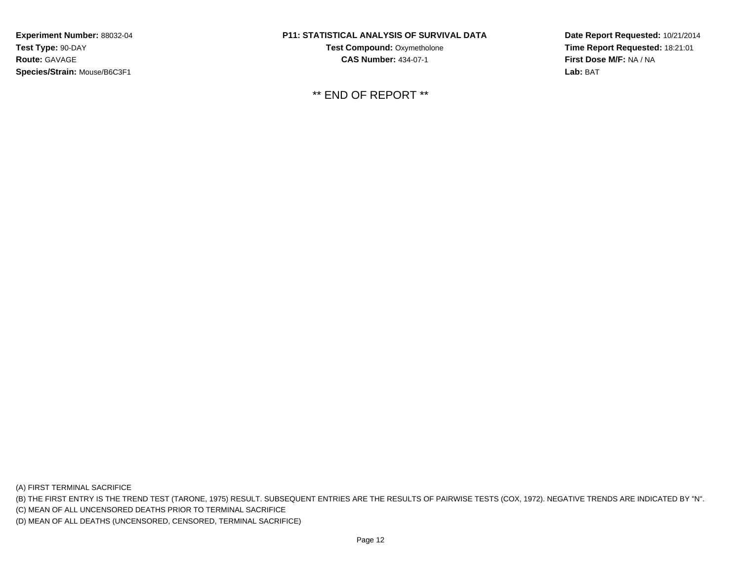**Experiment Number:** 88032-04
**Test Type:** 90-DAY
**Route:** GAVAGE
**Species/Strain:** Mouse/B6C3F1

**P11: STATISTICAL ANALYSIS OF SURVIVAL DATA**
**Test Compound:** Oxymetholone
**CAS Number:** 434-07-1

**Date Report Requested:** 10/21/2014
**Time Report Requested:** 18:21:01
**First Dose M/F:** NA / NA
**Lab:** BAT

** END OF REPORT **

(A) FIRST TERMINAL SACRIFICE
(B) THE FIRST ENTRY IS THE TREND TEST (TARONE, 1975) RESULT. SUBSEQUENT ENTRIES ARE THE RESULTS OF PAIRWISE TESTS (COX, 1972). NEGATIVE TRENDS ARE INDICATED BY "N".
(C) MEAN OF ALL UNCENSORED DEATHS PRIOR TO TERMINAL SACRIFICE
(D) MEAN OF ALL DEATHS (UNCENSORED, CENSORED, TERMINAL SACRIFICE)